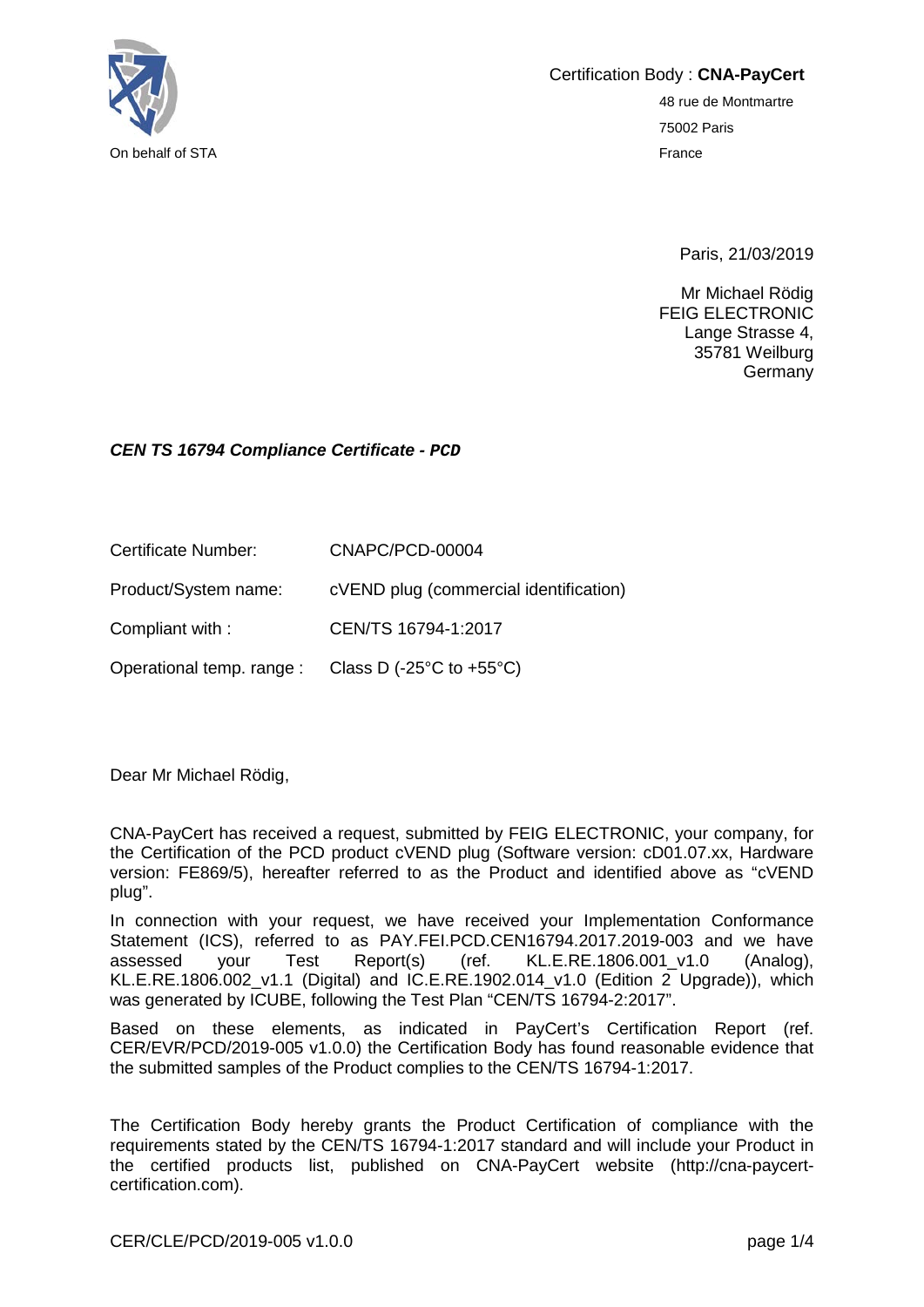On behalf of STA

Certification Body : **CNA-PayCert**

48 rue de Montmartre
75002 Paris
France

Paris, 21/03/2019

Mr Michael Rödig
FEIG ELECTRONIC
Lange Strasse 4,
35781 Weilburg
Germany

***CEN TS 16794 Compliance Certificate - PCD***

| | |
|---|---|
| Certificate Number: | CNAPC/PCD-00004 |
| Product/System name: | cVEND plug (commercial identification) |
| Compliant with : | CEN/TS 16794-1:2017 |
| Operational temp. range : | Class D (-25°C to +55°C) |

Dear Mr Michael Rödig,

CNA-PayCert has received a request, submitted by FEIG ELECTRONIC, your company, for the Certification of the PCD product cVEND plug (Software version: cD01.07.xx, Hardware version: FE869/5), hereafter referred to as the Product and identified above as "cVEND plug".

In connection with your request, we have received your Implementation Conformance Statement (ICS), referred to as PAY.FEI.PCD.CEN16794.2017.2019-003 and we have assessed your Test Report(s) (ref. KL.E.RE.1806.001_v1.0 (Analog), KL.E.RE.1806.002_v1.1 (Digital) and IC.E.RE.1902.014_v1.0 (Edition 2 Upgrade)), which was generated by ICUBE, following the Test Plan "CEN/TS 16794-2:2017".

Based on these elements, as indicated in PayCert's Certification Report (ref. CER/EVR/PCD/2019-005 v1.0.0) the Certification Body has found reasonable evidence that the submitted samples of the Product complies to the CEN/TS 16794-1:2017.

The Certification Body hereby grants the Product Certification of compliance with the requirements stated by the CEN/TS 16794-1:2017 standard and will include your Product in the certified products list, published on CNA-PayCert website (http://cna-paycert-certification.com).

CER/CLE/PCD/2019-005 v1.0.0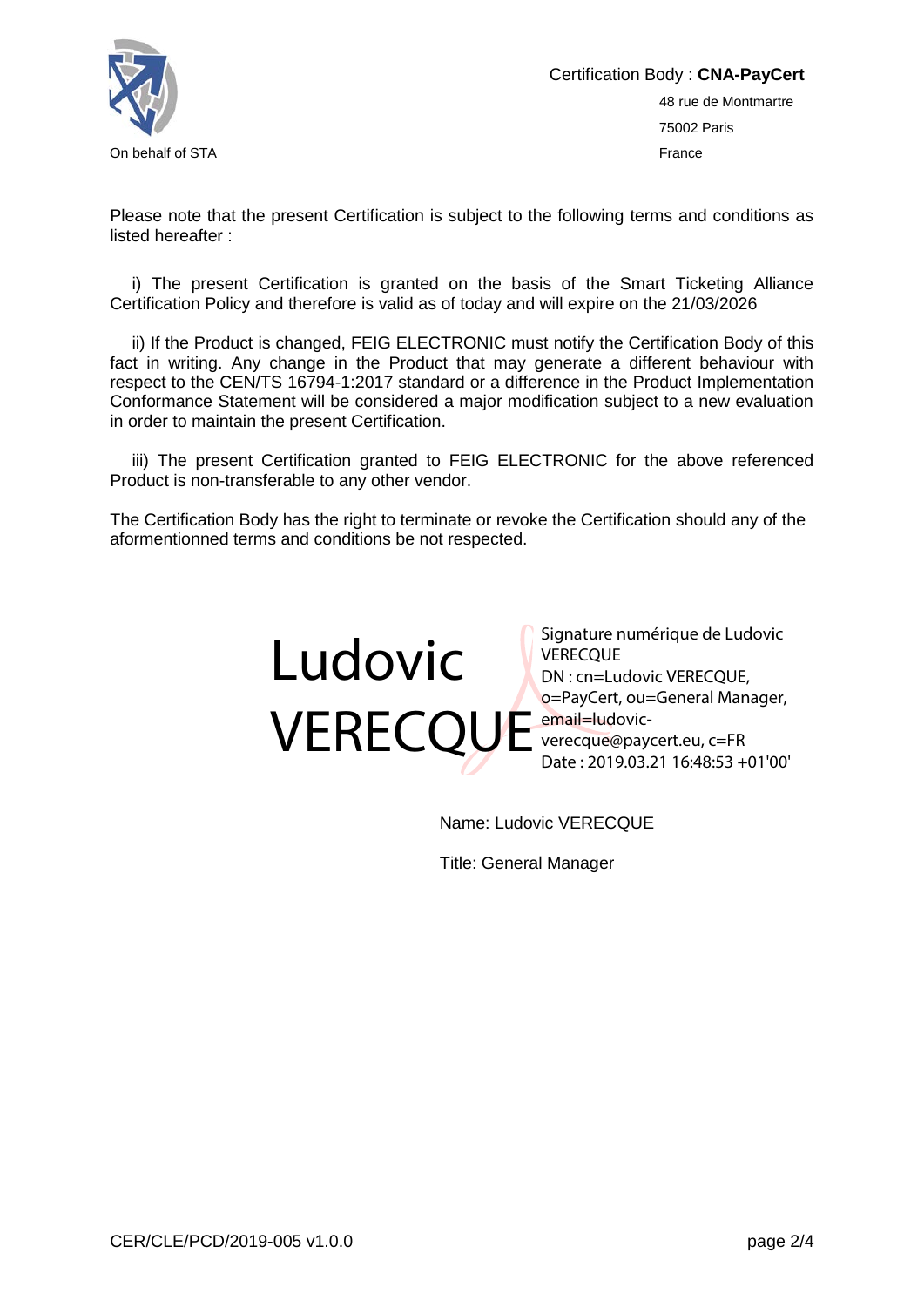On behalf of STA

Certification Body : **CNA-PayCert**

48 rue de Montmartre

75002 Paris

France

Please note that the present Certification is subject to the following terms and conditions as listed hereafter :

i) The present Certification is granted on the basis of the Smart Ticketing Alliance Certification Policy and therefore is valid as of today and will expire on the 21/03/2026

ii) If the Product is changed, FEIG ELECTRONIC must notify the Certification Body of this fact in writing. Any change in the Product that may generate a different behaviour with respect to the CEN/TS 16794-1:2017 standard or a difference in the Product Implementation Conformance Statement will be considered a major modification subject to a new evaluation in order to maintain the present Certification.

iii) The present Certification granted to FEIG ELECTRONIC for the above referenced Product is non-transferable to any other vendor.

The Certification Body has the right to terminate or revoke the Certification should any of the aformentionned terms and conditions be not respected.

Ludovic VERECQUE

Signature numérique de Ludovic VERECQUE
DN : cn=Ludovic VERECQUE, o=PayCert, ou=General Manager, email=ludovic-verecque@paycert.eu, c=FR
Date : 2019.03.21 16:48:53 +01'00'

Name: Ludovic VERECQUE

Title: General Manager

CER/CLE/PCD/2019-005 v1.0.0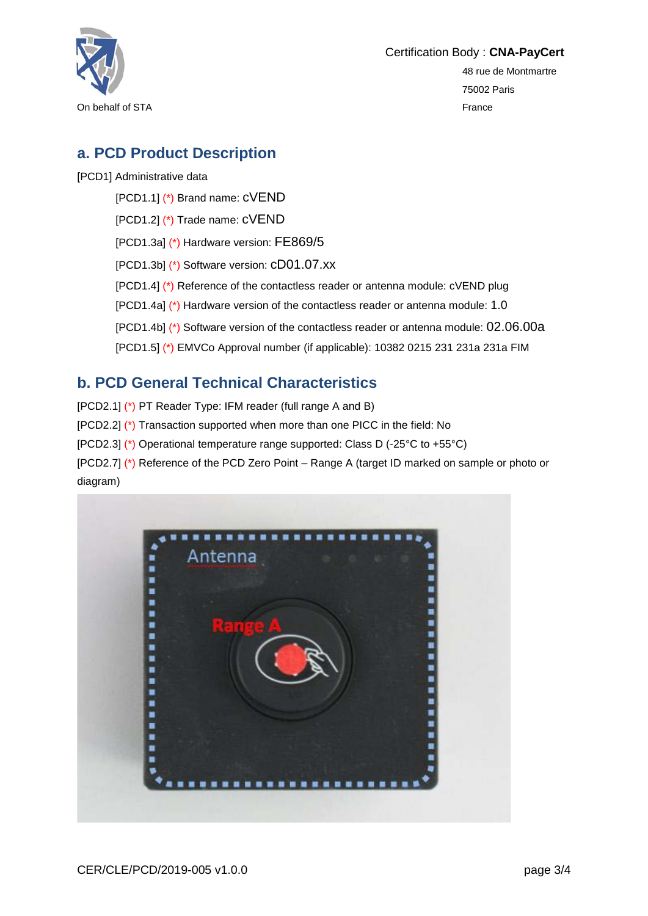On behalf of STA

Certification Body : **CNA-PayCert**

48 rue de Montmartre

75002 Paris

France

## a. PCD Product Description

[PCD1] Administrative data

- [PCD1.1] (*) Brand name: cVEND
- [PCD1.2] (*) Trade name: cVEND
- [PCD1.3a] (*) Hardware version: FE869/5
- [PCD1.3b] (*) Software version: cD01.07.xx
- [PCD1.4] (*) Reference of the contactless reader or antenna module: cVEND plug
- [PCD1.4a] (*) Hardware version of the contactless reader or antenna module: 1.0
- [PCD1.4b] (*) Software version of the contactless reader or antenna module: 02.06.00a
- [PCD1.5] (*) EMVCo Approval number (if applicable): 10382 0215 231 231a 231a FIM

## b. PCD General Technical Characteristics

[PCD2.1] (*) PT Reader Type: IFM reader (full range A and B)

[PCD2.2] (*) Transaction supported when more than one PICC in the field: No

[PCD2.3] (*) Operational temperature range supported: Class D (-25°C to +55°C)

[PCD2.7] (*) Reference of the PCD Zero Point – Range A (target ID marked on sample or photo or diagram)

CER/CLE/PCD/2019-005 v1.0.0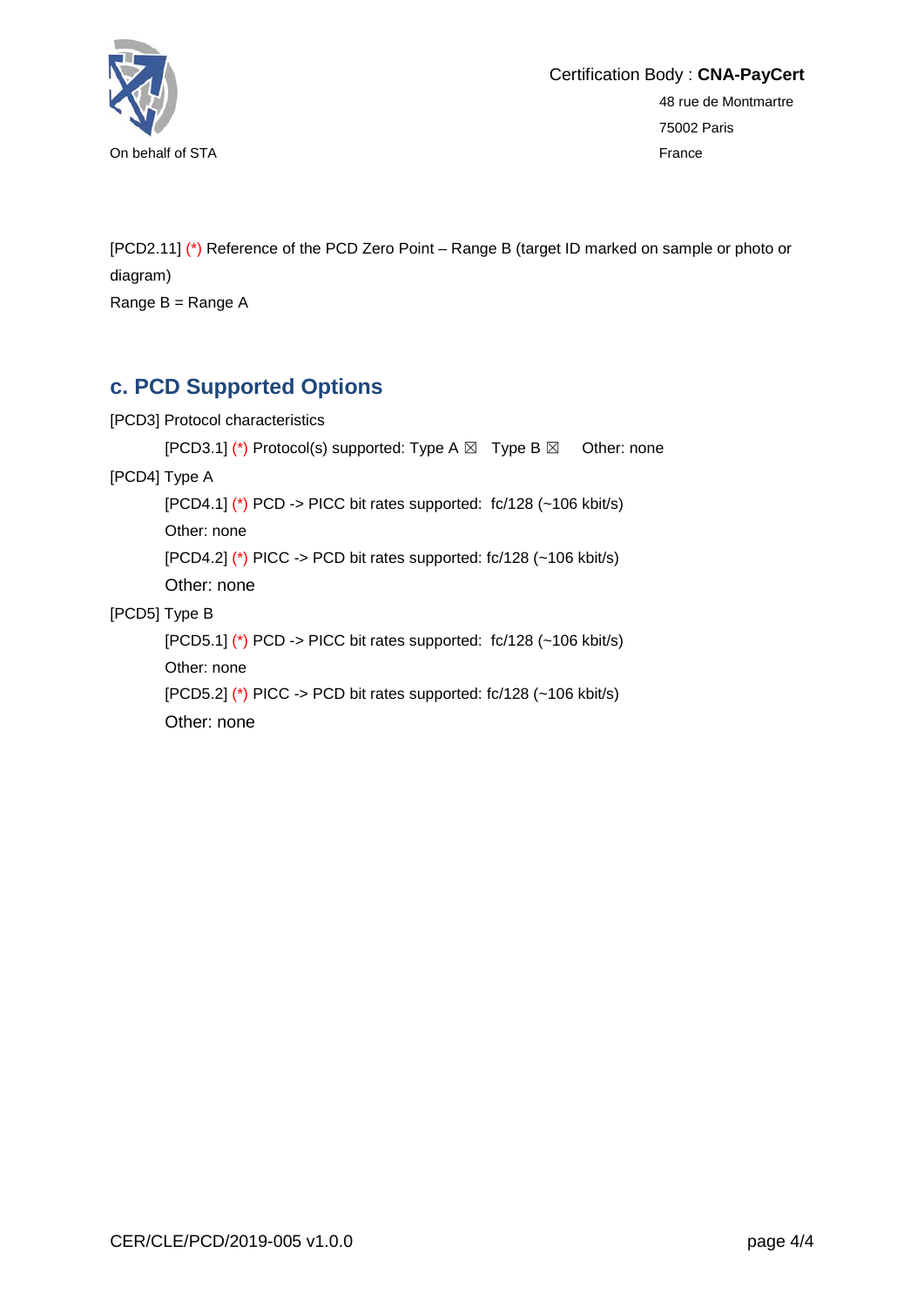[PCD2.11] (*) Reference of the PCD Zero Point – Range B (target ID marked on sample or photo or diagram)

Range B = Range A

## c. PCD Supported Options

[PCD3] Protocol characteristics

[PCD3.1] (*) Protocol(s) supported: Type A ☒ Type B ☒ Other: none

[PCD4] Type A

[PCD4.1] (*) PCD -> PICC bit rates supported: fc/128 (~106 kbit/s)

Other: none

[PCD4.2] (*) PICC -> PCD bit rates supported: fc/128 (~106 kbit/s)

Other: none

[PCD5] Type B

[PCD5.1] (*) PCD -> PICC bit rates supported: fc/128 (~106 kbit/s)

Other: none

[PCD5.2] (*) PICC -> PCD bit rates supported: fc/128 (~106 kbit/s)

Other: none